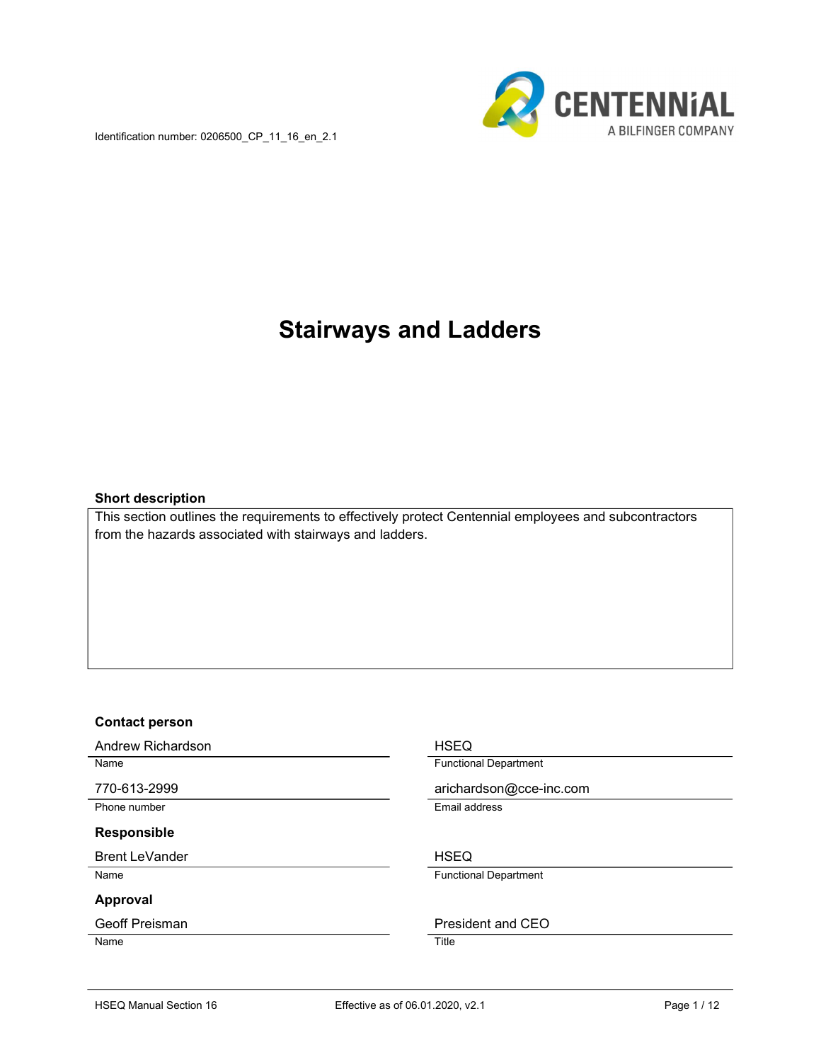Identification number: 0206500_CP_11_16_en_2.1

CENTENNIAL
A BILFINGER COMPANY

# Stairways and Ladders

**Short description**

This section outlines the requirements to effectively protect Centennial employees and subcontractors from the hazards associated with stairways and ladders.

**Contact person**

| | |
|---|---|
| Andrew Richardson | HSEQ |
| Name | Functional Department |
| 770-613-2999 | arichardson@cce-inc.com |
| Phone number | Email address |

**Responsible**

| | |
|---|---|
| Brent LeVander | HSEQ |
| Name | Functional Department |

**Approval**

| | |
|---|---|
| Geoff Preisman | President and CEO |
| Name | Title |

HSEQ Manual Section 16 — Effective as of 06.01.2020, v2.1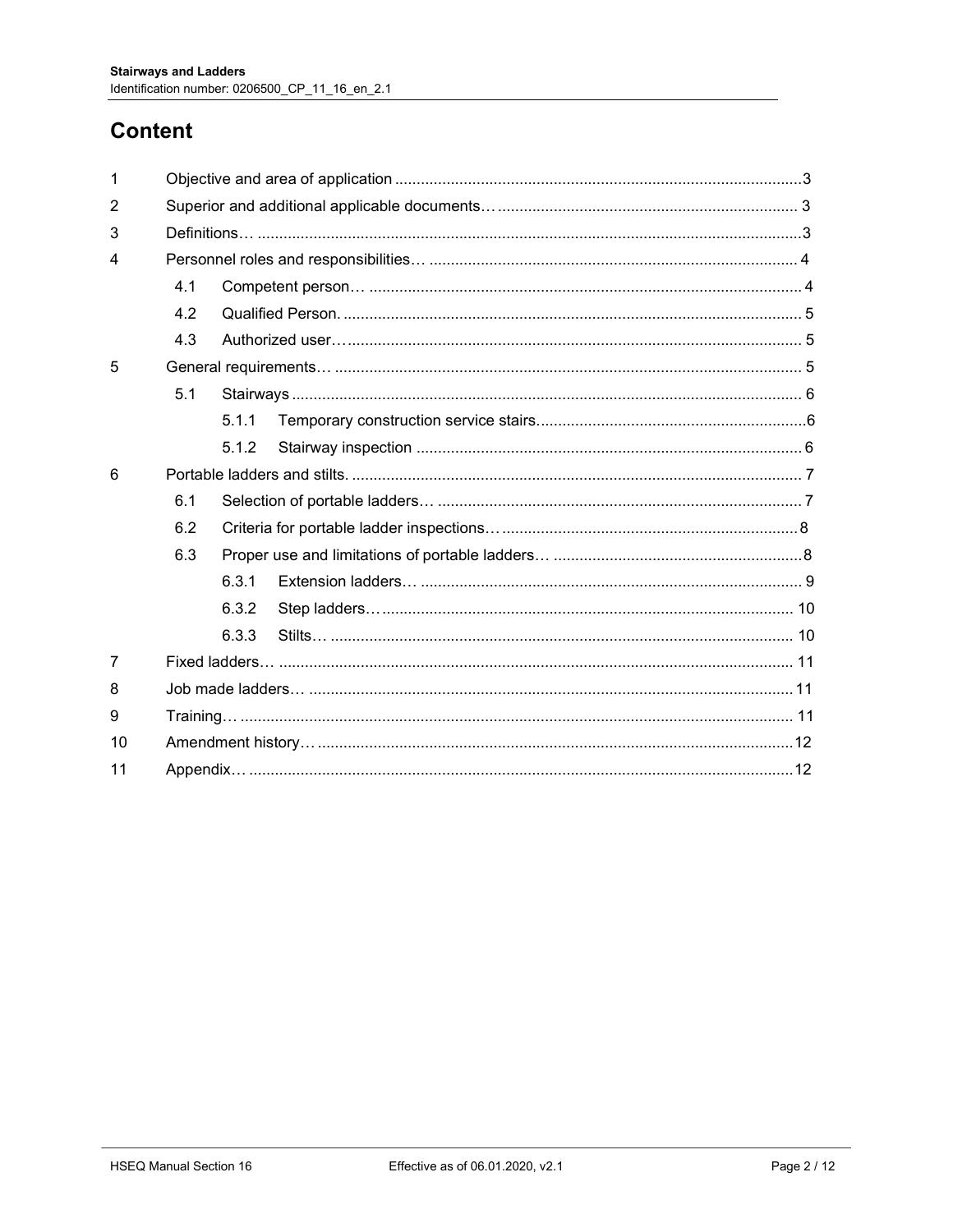# Content

| | | | |
|---|---|---|---|
| 1 | Objective and area of application | | 3 |
| 2 | Superior and additional applicable documents… | | 3 |
| 3 | Definitions… | | 3 |
| 4 | Personnel roles and responsibilities… | | 4 |
| | 4.1 | Competent person… | 4 |
| | 4.2 | Qualified Person. | 5 |
| | 4.3 | Authorized user… | 5 |
| 5 | General requirements… | | 5 |
| | 5.1 | Stairways | 6 |
| | | 5.1.1 Temporary construction service stairs. | 6 |
| | | 5.1.2 Stairway inspection | 6 |
| 6 | Portable ladders and stilts. | | 7 |
| | 6.1 | Selection of portable ladders… | 7 |
| | 6.2 | Criteria for portable ladder inspections… | 8 |
| | 6.3 | Proper use and limitations of portable ladders… | 8 |
| | | 6.3.1 Extension ladders… | 9 |
| | | 6.3.2 Step ladders… | 10 |
| | | 6.3.3 Stilts… | 10 |
| 7 | Fixed ladders… | | 11 |
| 8 | Job made ladders… | | 11 |
| 9 | Training… | | 11 |
| 10 | Amendment history… | | 12 |
| 11 | Appendix… | | 12 |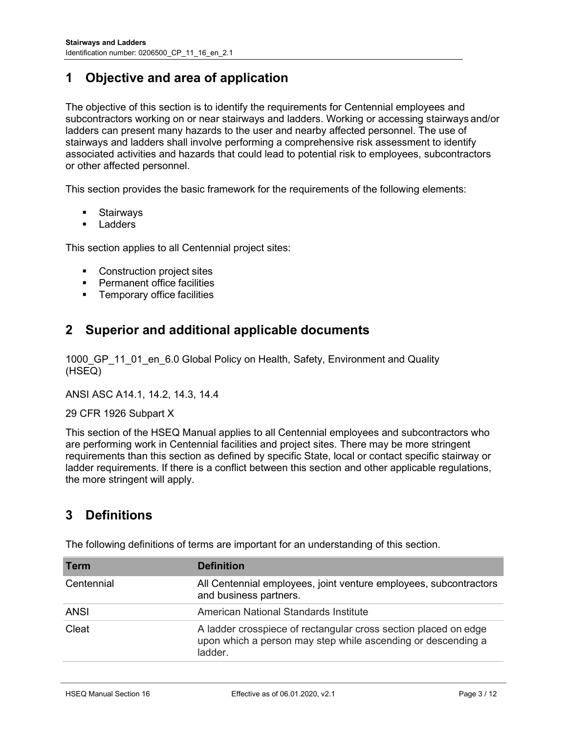## 1 Objective and area of application

The objective of this section is to identify the requirements for Centennial employees and subcontractors working on or near stairways and ladders. Working or accessing stairways and/or ladders can present many hazards to the user and nearby affected personnel. The use of stairways and ladders shall involve performing a comprehensive risk assessment to identify associated activities and hazards that could lead to potential risk to employees, subcontractors or other affected personnel.

This section provides the basic framework for the requirements of the following elements:

- Stairways
- Ladders

This section applies to all Centennial project sites:

- Construction project sites
- Permanent office facilities
- Temporary office facilities

## 2 Superior and additional applicable documents

1000_GP_11_01_en_6.0 Global Policy on Health, Safety, Environment and Quality (HSEQ)

ANSI ASC A14.1, 14.2, 14.3, 14.4

29 CFR 1926 Subpart X

This section of the HSEQ Manual applies to all Centennial employees and subcontractors who are performing work in Centennial facilities and project sites. There may be more stringent requirements than this section as defined by specific State, local or contact specific stairway or ladder requirements. If there is a conflict between this section and other applicable regulations, the more stringent will apply.

## 3 Definitions

The following definitions of terms are important for an understanding of this section.

| Term | Definition |
| --- | --- |
| Centennial | All Centennial employees, joint venture employees, subcontractors and business partners. |
| ANSI | American National Standards Institute |
| Cleat | A ladder crosspiece of rectangular cross section placed on edge upon which a person may step while ascending or descending a ladder. |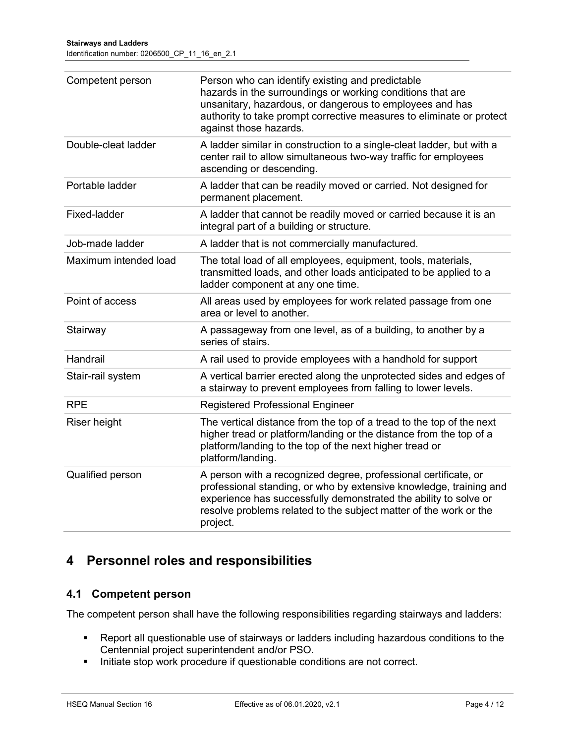| Competent person | Person who can identify existing and predictable hazards in the surroundings or working conditions that are unsanitary, hazardous, or dangerous to employees and has authority to take prompt corrective measures to eliminate or protect against those hazards. |
|---|---|
| Double-cleat ladder | A ladder similar in construction to a single-cleat ladder, but with a center rail to allow simultaneous two-way traffic for employees ascending or descending. |
| Portable ladder | A ladder that can be readily moved or carried. Not designed for permanent placement. |
| Fixed-ladder | A ladder that cannot be readily moved or carried because it is an integral part of a building or structure. |
| Job-made ladder | A ladder that is not commercially manufactured. |
| Maximum intended load | The total load of all employees, equipment, tools, materials, transmitted loads, and other loads anticipated to be applied to a ladder component at any one time. |
| Point of access | All areas used by employees for work related passage from one area or level to another. |
| Stairway | A passageway from one level, as of a building, to another by a series of stairs. |
| Handrail | A rail used to provide employees with a handhold for support |
| Stair-rail system | A vertical barrier erected along the unprotected sides and edges of a stairway to prevent employees from falling to lower levels. |
| RPE | Registered Professional Engineer |
| Riser height | The vertical distance from the top of a tread to the top of the next higher tread or platform/landing or the distance from the top of a platform/landing to the top of the next higher tread or platform/landing. |
| Qualified person | A person with a recognized degree, professional certificate, or professional standing, or who by extensive knowledge, training and experience has successfully demonstrated the ability to solve or resolve problems related to the subject matter of the work or the project. |

# 4 Personnel roles and responsibilities

## 4.1 Competent person

The competent person shall have the following responsibilities regarding stairways and ladders:

- Report all questionable use of stairways or ladders including hazardous conditions to the Centennial project superintendent and/or PSO.
- Initiate stop work procedure if questionable conditions are not correct.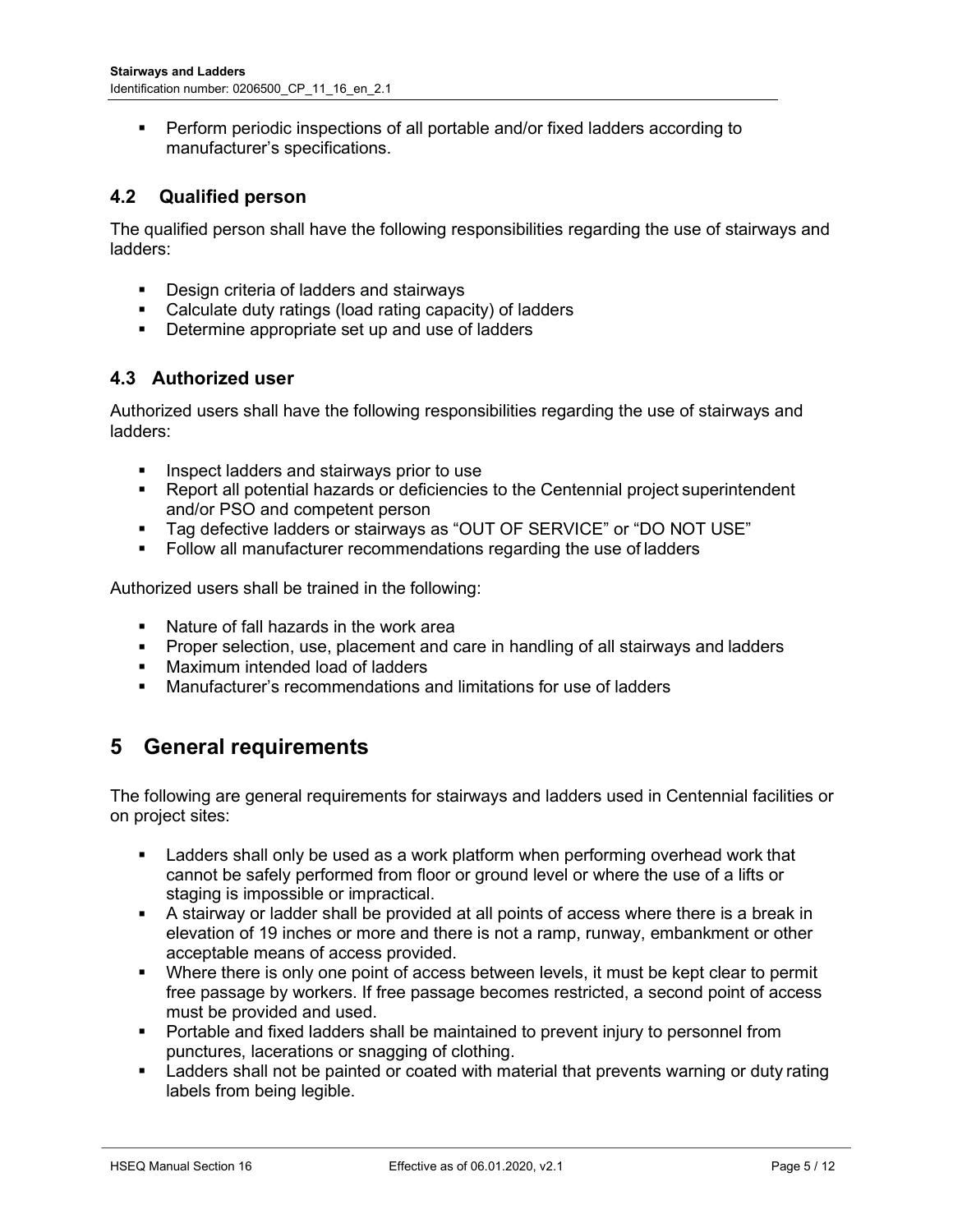- Perform periodic inspections of all portable and/or fixed ladders according to manufacturer's specifications.

## 4.2 Qualified person

The qualified person shall have the following responsibilities regarding the use of stairways and ladders:

- Design criteria of ladders and stairways
- Calculate duty ratings (load rating capacity) of ladders
- Determine appropriate set up and use of ladders

## 4.3 Authorized user

Authorized users shall have the following responsibilities regarding the use of stairways and ladders:

- Inspect ladders and stairways prior to use
- Report all potential hazards or deficiencies to the Centennial project superintendent and/or PSO and competent person
- Tag defective ladders or stairways as "OUT OF SERVICE" or "DO NOT USE"
- Follow all manufacturer recommendations regarding the use of ladders

Authorized users shall be trained in the following:

- Nature of fall hazards in the work area
- Proper selection, use, placement and care in handling of all stairways and ladders
- Maximum intended load of ladders
- Manufacturer's recommendations and limitations for use of ladders

# 5 General requirements

The following are general requirements for stairways and ladders used in Centennial facilities or on project sites:

- Ladders shall only be used as a work platform when performing overhead work that cannot be safely performed from floor or ground level or where the use of a lifts or staging is impossible or impractical.
- A stairway or ladder shall be provided at all points of access where there is a break in elevation of 19 inches or more and there is not a ramp, runway, embankment or other acceptable means of access provided.
- Where there is only one point of access between levels, it must be kept clear to permit free passage by workers. If free passage becomes restricted, a second point of access must be provided and used.
- Portable and fixed ladders shall be maintained to prevent injury to personnel from punctures, lacerations or snagging of clothing.
- Ladders shall not be painted or coated with material that prevents warning or duty rating labels from being legible.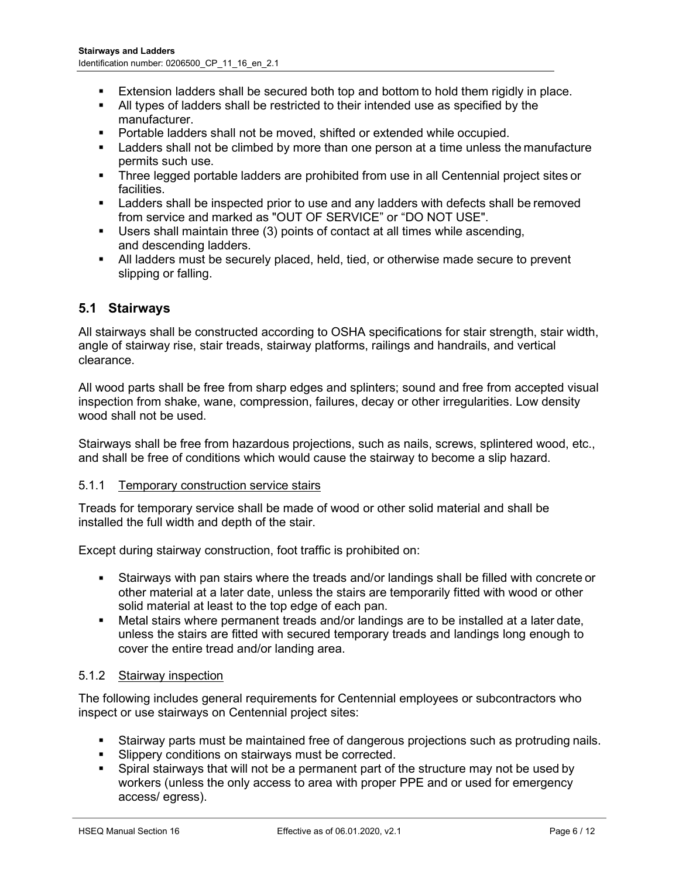- Extension ladders shall be secured both top and bottom to hold them rigidly in place.
- All types of ladders shall be restricted to their intended use as specified by the manufacturer.
- Portable ladders shall not be moved, shifted or extended while occupied.
- Ladders shall not be climbed by more than one person at a time unless the manufacture permits such use.
- Three legged portable ladders are prohibited from use in all Centennial project sites or facilities.
- Ladders shall be inspected prior to use and any ladders with defects shall be removed from service and marked as "OUT OF SERVICE" or "DO NOT USE".
- Users shall maintain three (3) points of contact at all times while ascending, and descending ladders.
- All ladders must be securely placed, held, tied, or otherwise made secure to prevent slipping or falling.

## 5.1 Stairways

All stairways shall be constructed according to OSHA specifications for stair strength, stair width, angle of stairway rise, stair treads, stairway platforms, railings and handrails, and vertical clearance.

All wood parts shall be free from sharp edges and splinters; sound and free from accepted visual inspection from shake, wane, compression, failures, decay or other irregularities. Low density wood shall not be used.

Stairways shall be free from hazardous projections, such as nails, screws, splintered wood, etc., and shall be free of conditions which would cause the stairway to become a slip hazard.

### 5.1.1 Temporary construction service stairs

Treads for temporary service shall be made of wood or other solid material and shall be installed the full width and depth of the stair.

Except during stairway construction, foot traffic is prohibited on:

- Stairways with pan stairs where the treads and/or landings shall be filled with concrete or other material at a later date, unless the stairs are temporarily fitted with wood or other solid material at least to the top edge of each pan.
- Metal stairs where permanent treads and/or landings are to be installed at a later date, unless the stairs are fitted with secured temporary treads and landings long enough to cover the entire tread and/or landing area.

### 5.1.2 Stairway inspection

The following includes general requirements for Centennial employees or subcontractors who inspect or use stairways on Centennial project sites:

- Stairway parts must be maintained free of dangerous projections such as protruding nails.
- Slippery conditions on stairways must be corrected.
- Spiral stairways that will not be a permanent part of the structure may not be used by workers (unless the only access to area with proper PPE and or used for emergency access/ egress).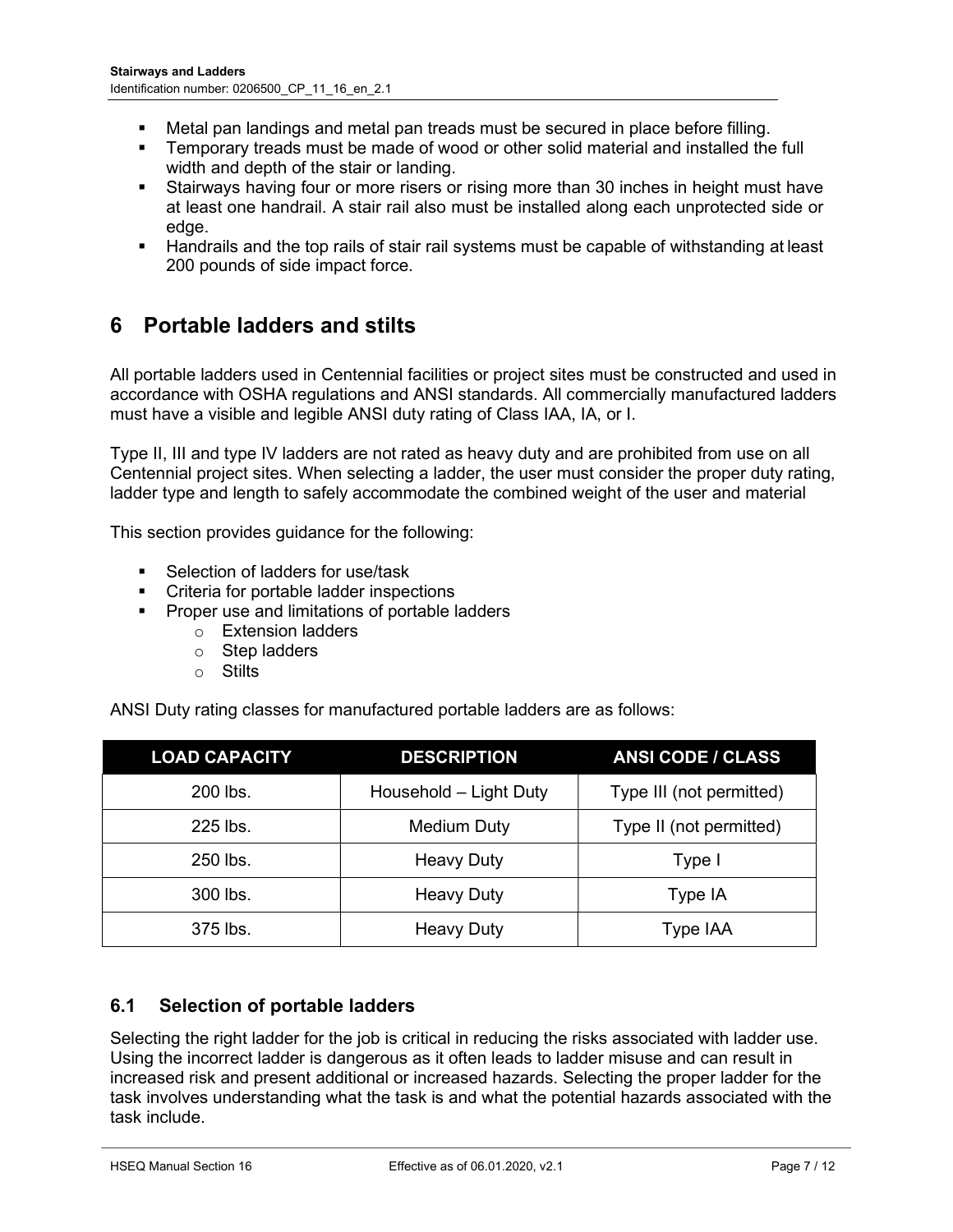- Metal pan landings and metal pan treads must be secured in place before filling.
- Temporary treads must be made of wood or other solid material and installed the full width and depth of the stair or landing.
- Stairways having four or more risers or rising more than 30 inches in height must have at least one handrail. A stair rail also must be installed along each unprotected side or edge.
- Handrails and the top rails of stair rail systems must be capable of withstanding at least 200 pounds of side impact force.

# 6 Portable ladders and stilts

All portable ladders used in Centennial facilities or project sites must be constructed and used in accordance with OSHA regulations and ANSI standards. All commercially manufactured ladders must have a visible and legible ANSI duty rating of Class IAA, IA, or I.

Type II, III and type IV ladders are not rated as heavy duty and are prohibited from use on all Centennial project sites. When selecting a ladder, the user must consider the proper duty rating, ladder type and length to safely accommodate the combined weight of the user and material

This section provides guidance for the following:

- Selection of ladders for use/task
- Criteria for portable ladder inspections
- Proper use and limitations of portable ladders
  - Extension ladders
  - Step ladders
  - Stilts

ANSI Duty rating classes for manufactured portable ladders are as follows:

| LOAD CAPACITY | DESCRIPTION | ANSI CODE / CLASS |
|---|---|---|
| 200 lbs. | Household – Light Duty | Type III (not permitted) |
| 225 lbs. | Medium Duty | Type II (not permitted) |
| 250 lbs. | Heavy Duty | Type I |
| 300 lbs. | Heavy Duty | Type IA |
| 375 lbs. | Heavy Duty | Type IAA |

## 6.1 Selection of portable ladders

Selecting the right ladder for the job is critical in reducing the risks associated with ladder use. Using the incorrect ladder is dangerous as it often leads to ladder misuse and can result in increased risk and present additional or increased hazards. Selecting the proper ladder for the task involves understanding what the task is and what the potential hazards associated with the task include.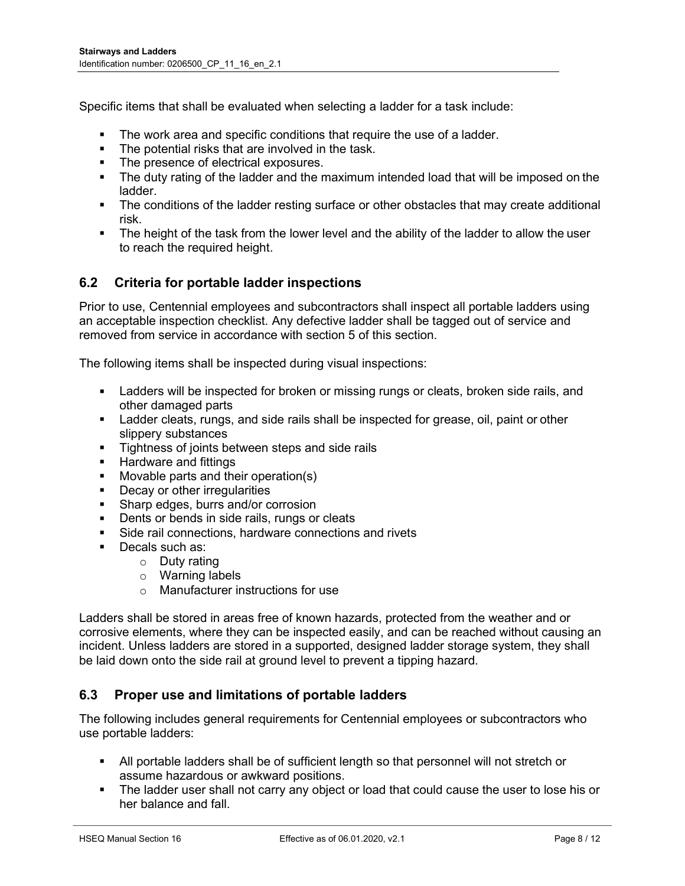Specific items that shall be evaluated when selecting a ladder for a task include:

- The work area and specific conditions that require the use of a ladder.
- The potential risks that are involved in the task.
- The presence of electrical exposures.
- The duty rating of the ladder and the maximum intended load that will be imposed on the ladder.
- The conditions of the ladder resting surface or other obstacles that may create additional risk.
- The height of the task from the lower level and the ability of the ladder to allow the user to reach the required height.

## 6.2 Criteria for portable ladder inspections

Prior to use, Centennial employees and subcontractors shall inspect all portable ladders using an acceptable inspection checklist. Any defective ladder shall be tagged out of service and removed from service in accordance with section 5 of this section.

The following items shall be inspected during visual inspections:

- Ladders will be inspected for broken or missing rungs or cleats, broken side rails, and other damaged parts
- Ladder cleats, rungs, and side rails shall be inspected for grease, oil, paint or other slippery substances
- Tightness of joints between steps and side rails
- Hardware and fittings
- Movable parts and their operation(s)
- Decay or other irregularities
- Sharp edges, burrs and/or corrosion
- Dents or bends in side rails, rungs or cleats
- Side rail connections, hardware connections and rivets
- Decals such as:
    - Duty rating
    - Warning labels
    - Manufacturer instructions for use

Ladders shall be stored in areas free of known hazards, protected from the weather and or corrosive elements, where they can be inspected easily, and can be reached without causing an incident. Unless ladders are stored in a supported, designed ladder storage system, they shall be laid down onto the side rail at ground level to prevent a tipping hazard.

## 6.3 Proper use and limitations of portable ladders

The following includes general requirements for Centennial employees or subcontractors who use portable ladders:

- All portable ladders shall be of sufficient length so that personnel will not stretch or assume hazardous or awkward positions.
- The ladder user shall not carry any object or load that could cause the user to lose his or her balance and fall.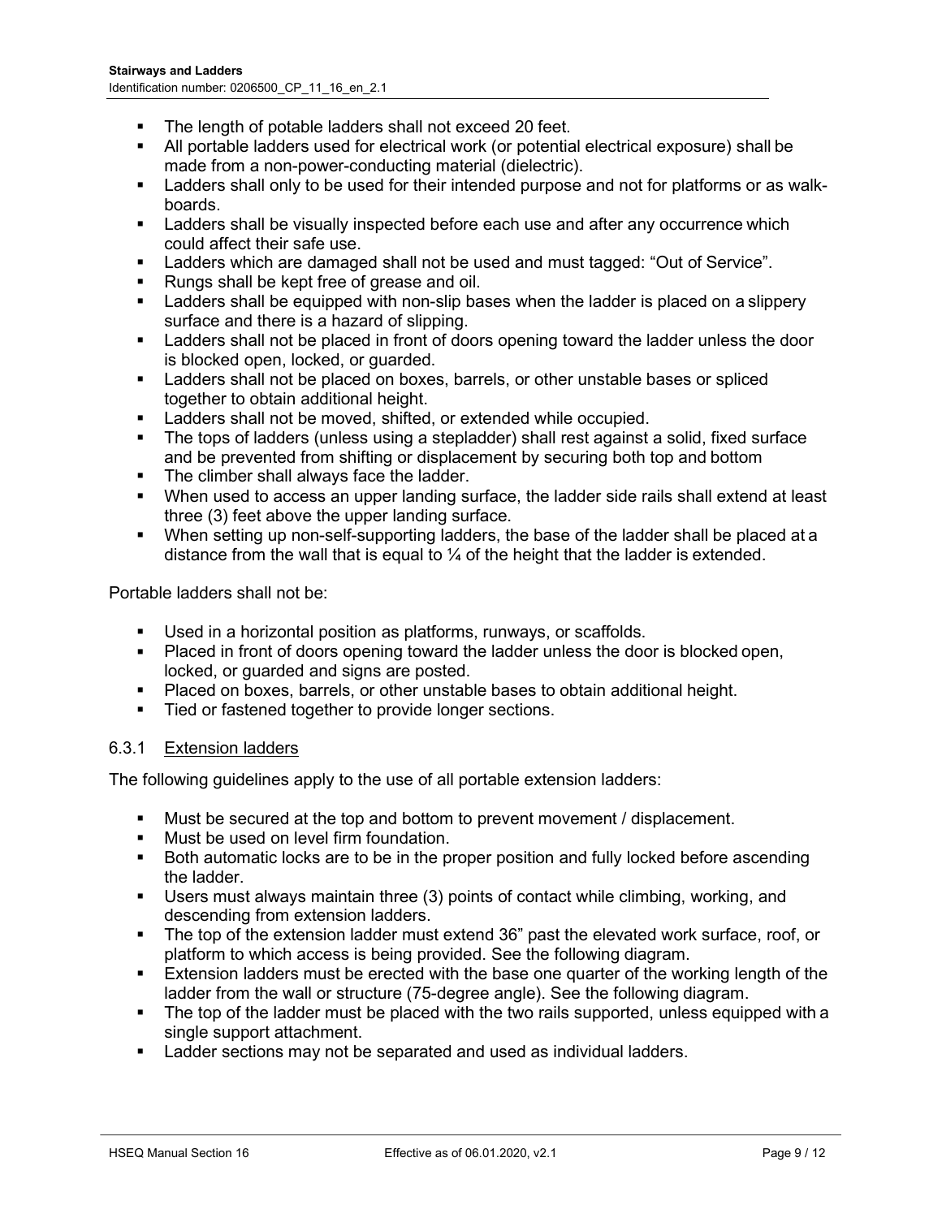- The length of potable ladders shall not exceed 20 feet.
- All portable ladders used for electrical work (or potential electrical exposure) shall be made from a non-power-conducting material (dielectric).
- Ladders shall only to be used for their intended purpose and not for platforms or as walk-boards.
- Ladders shall be visually inspected before each use and after any occurrence which could affect their safe use.
- Ladders which are damaged shall not be used and must tagged: "Out of Service".
- Rungs shall be kept free of grease and oil.
- Ladders shall be equipped with non-slip bases when the ladder is placed on a slippery surface and there is a hazard of slipping.
- Ladders shall not be placed in front of doors opening toward the ladder unless the door is blocked open, locked, or guarded.
- Ladders shall not be placed on boxes, barrels, or other unstable bases or spliced together to obtain additional height.
- Ladders shall not be moved, shifted, or extended while occupied.
- The tops of ladders (unless using a stepladder) shall rest against a solid, fixed surface and be prevented from shifting or displacement by securing both top and bottom
- The climber shall always face the ladder.
- When used to access an upper landing surface, the ladder side rails shall extend at least three (3) feet above the upper landing surface.
- When setting up non-self-supporting ladders, the base of the ladder shall be placed at a distance from the wall that is equal to ¼ of the height that the ladder is extended.

Portable ladders shall not be:

- Used in a horizontal position as platforms, runways, or scaffolds.
- Placed in front of doors opening toward the ladder unless the door is blocked open, locked, or guarded and signs are posted.
- Placed on boxes, barrels, or other unstable bases to obtain additional height.
- Tied or fastened together to provide longer sections.

### 6.3.1 Extension ladders

The following guidelines apply to the use of all portable extension ladders:

- Must be secured at the top and bottom to prevent movement / displacement.
- Must be used on level firm foundation.
- Both automatic locks are to be in the proper position and fully locked before ascending the ladder.
- Users must always maintain three (3) points of contact while climbing, working, and descending from extension ladders.
- The top of the extension ladder must extend 36" past the elevated work surface, roof, or platform to which access is being provided. See the following diagram.
- Extension ladders must be erected with the base one quarter of the working length of the ladder from the wall or structure (75-degree angle). See the following diagram.
- The top of the ladder must be placed with the two rails supported, unless equipped with a single support attachment.
- Ladder sections may not be separated and used as individual ladders.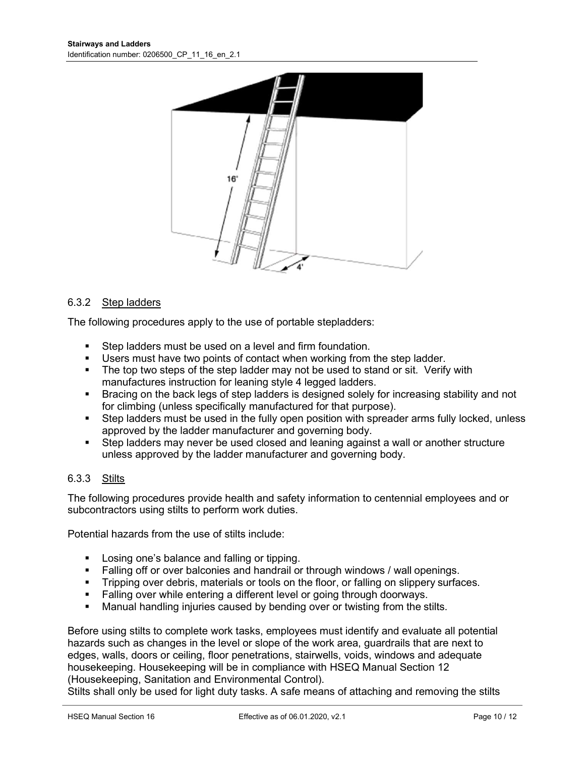### 6.3.2 Step ladders

The following procedures apply to the use of portable stepladders:

- Step ladders must be used on a level and firm foundation.
- Users must have two points of contact when working from the step ladder.
- The top two steps of the step ladder may not be used to stand or sit. Verify with manufactures instruction for leaning style 4 legged ladders.
- Bracing on the back legs of step ladders is designed solely for increasing stability and not for climbing (unless specifically manufactured for that purpose).
- Step ladders must be used in the fully open position with spreader arms fully locked, unless approved by the ladder manufacturer and governing body.
- Step ladders may never be used closed and leaning against a wall or another structure unless approved by the ladder manufacturer and governing body.

### 6.3.3 Stilts

The following procedures provide health and safety information to centennial employees and or subcontractors using stilts to perform work duties.

Potential hazards from the use of stilts include:

- Losing one's balance and falling or tipping.
- Falling off or over balconies and handrail or through windows / wall openings.
- Tripping over debris, materials or tools on the floor, or falling on slippery surfaces.
- Falling over while entering a different level or going through doorways.
- Manual handling injuries caused by bending over or twisting from the stilts.

Before using stilts to complete work tasks, employees must identify and evaluate all potential hazards such as changes in the level or slope of the work area, guardrails that are next to edges, walls, doors or ceiling, floor penetrations, stairwells, voids, windows and adequate housekeeping. Housekeeping will be in compliance with HSEQ Manual Section 12 (Housekeeping, Sanitation and Environmental Control).

Stilts shall only be used for light duty tasks. A safe means of attaching and removing the stilts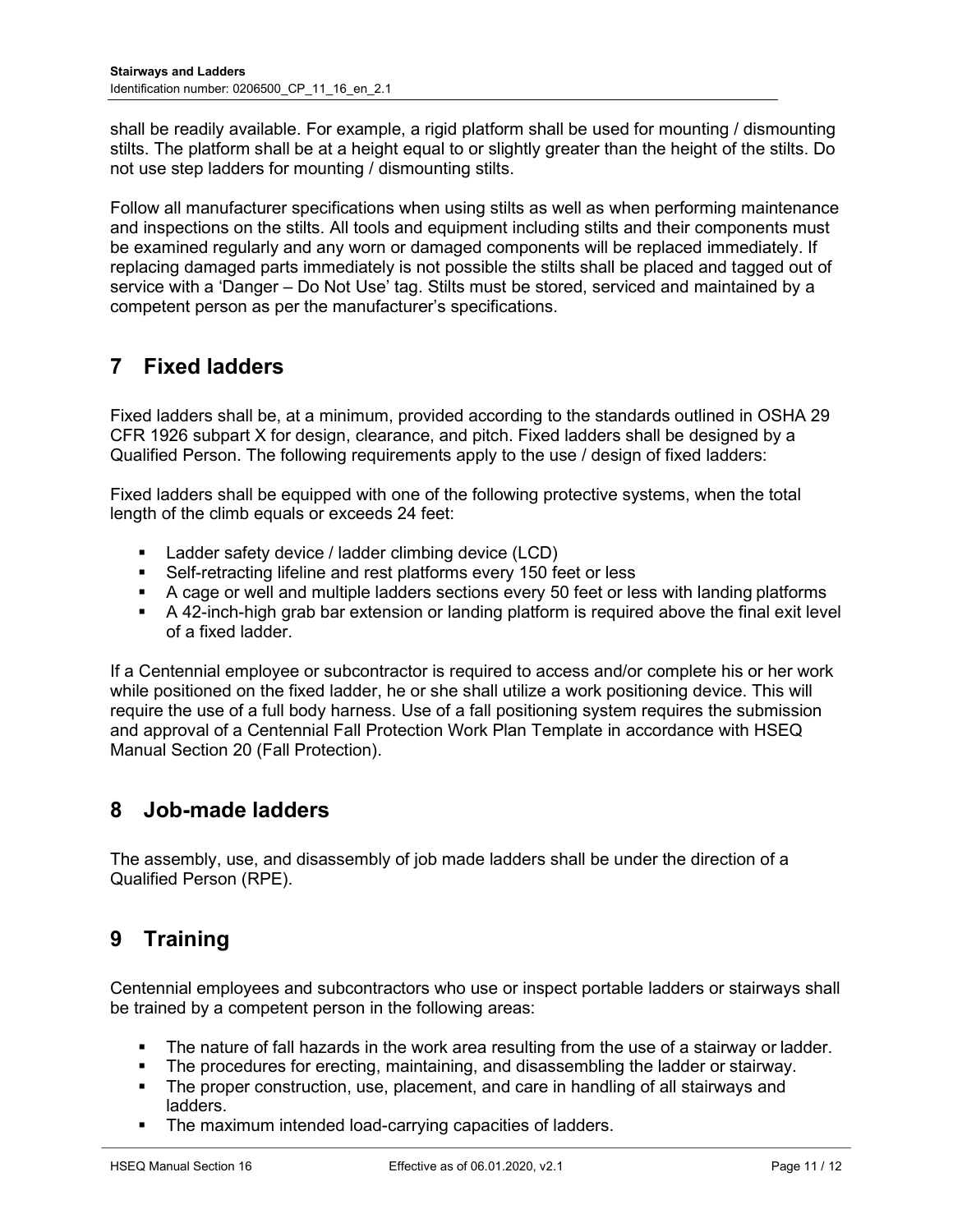shall be readily available. For example, a rigid platform shall be used for mounting / dismounting stilts. The platform shall be at a height equal to or slightly greater than the height of the stilts. Do not use step ladders for mounting / dismounting stilts.

Follow all manufacturer specifications when using stilts as well as when performing maintenance and inspections on the stilts. All tools and equipment including stilts and their components must be examined regularly and any worn or damaged components will be replaced immediately. If replacing damaged parts immediately is not possible the stilts shall be placed and tagged out of service with a 'Danger – Do Not Use' tag. Stilts must be stored, serviced and maintained by a competent person as per the manufacturer's specifications.

# 7 Fixed ladders

Fixed ladders shall be, at a minimum, provided according to the standards outlined in OSHA 29 CFR 1926 subpart X for design, clearance, and pitch. Fixed ladders shall be designed by a Qualified Person. The following requirements apply to the use / design of fixed ladders:

Fixed ladders shall be equipped with one of the following protective systems, when the total length of the climb equals or exceeds 24 feet:

- Ladder safety device / ladder climbing device (LCD)
- Self-retracting lifeline and rest platforms every 150 feet or less
- A cage or well and multiple ladders sections every 50 feet or less with landing platforms
- A 42-inch-high grab bar extension or landing platform is required above the final exit level of a fixed ladder.

If a Centennial employee or subcontractor is required to access and/or complete his or her work while positioned on the fixed ladder, he or she shall utilize a work positioning device. This will require the use of a full body harness. Use of a fall positioning system requires the submission and approval of a Centennial Fall Protection Work Plan Template in accordance with HSEQ Manual Section 20 (Fall Protection).

# 8 Job-made ladders

The assembly, use, and disassembly of job made ladders shall be under the direction of a Qualified Person (RPE).

# 9 Training

Centennial employees and subcontractors who use or inspect portable ladders or stairways shall be trained by a competent person in the following areas:

- The nature of fall hazards in the work area resulting from the use of a stairway or ladder.
- The procedures for erecting, maintaining, and disassembling the ladder or stairway.
- The proper construction, use, placement, and care in handling of all stairways and ladders.
- The maximum intended load-carrying capacities of ladders.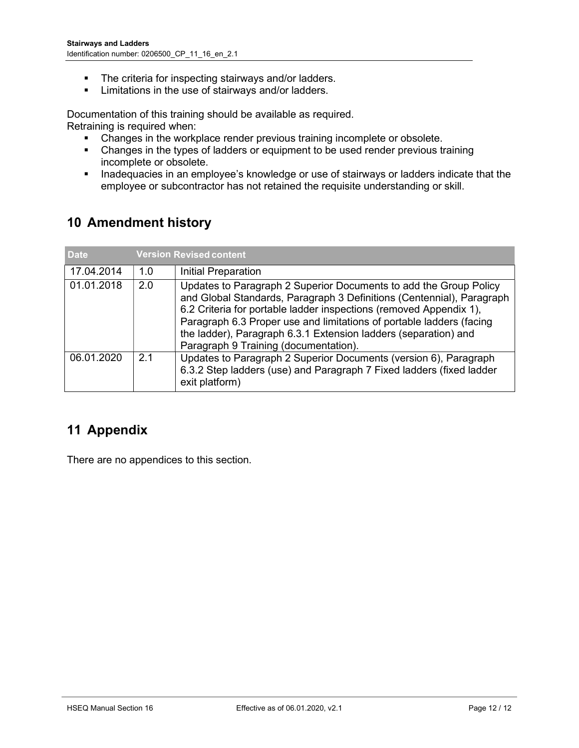- The criteria for inspecting stairways and/or ladders.
- Limitations in the use of stairways and/or ladders.

Documentation of this training should be available as required.
Retraining is required when:

- Changes in the workplace render previous training incomplete or obsolete.
- Changes in the types of ladders or equipment to be used render previous training incomplete or obsolete.
- Inadequacies in an employee's knowledge or use of stairways or ladders indicate that the employee or subcontractor has not retained the requisite understanding or skill.

## 10 Amendment history

| Date | Version | Revised content |
|---|---|---|
| 17.04.2014 | 1.0 | Initial Preparation |
| 01.01.2018 | 2.0 | Updates to Paragraph 2 Superior Documents to add the Group Policy and Global Standards, Paragraph 3 Definitions (Centennial), Paragraph 6.2 Criteria for portable ladder inspections (removed Appendix 1), Paragraph 6.3 Proper use and limitations of portable ladders (facing the ladder), Paragraph 6.3.1 Extension ladders (separation) and Paragraph 9 Training (documentation). |
| 06.01.2020 | 2.1 | Updates to Paragraph 2 Superior Documents (version 6), Paragraph 6.3.2 Step ladders (use) and Paragraph 7 Fixed ladders (fixed ladder exit platform) |

## 11 Appendix

There are no appendices to this section.